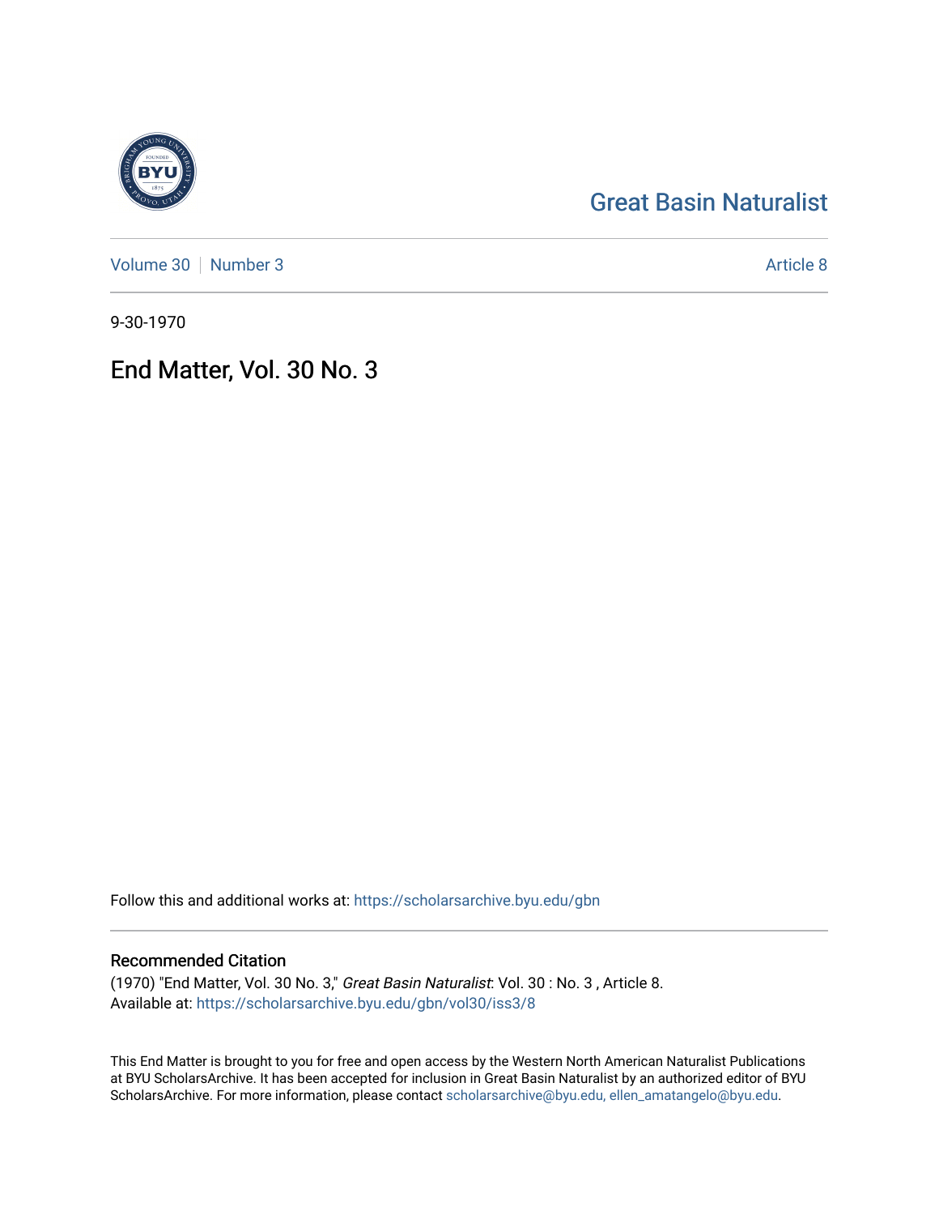Great Basin Naturalist

Volume 30 | Number 3 Article 8

9-30-1970

# End Matter, Vol. 30 No. 3

Follow this and additional works at: https://scholarsarchive.byu.edu/gbn

## Recommended Citation

(1970) "End Matter, Vol. 30 No. 3," *Great Basin Naturalist*: Vol. 30 : No. 3 , Article 8.
Available at: https://scholarsarchive.byu.edu/gbn/vol30/iss3/8

This End Matter is brought to you for free and open access by the Western North American Naturalist Publications at BYU ScholarsArchive. It has been accepted for inclusion in Great Basin Naturalist by an authorized editor of BYU ScholarsArchive. For more information, please contact scholarsarchive@byu.edu, ellen_amatangelo@byu.edu.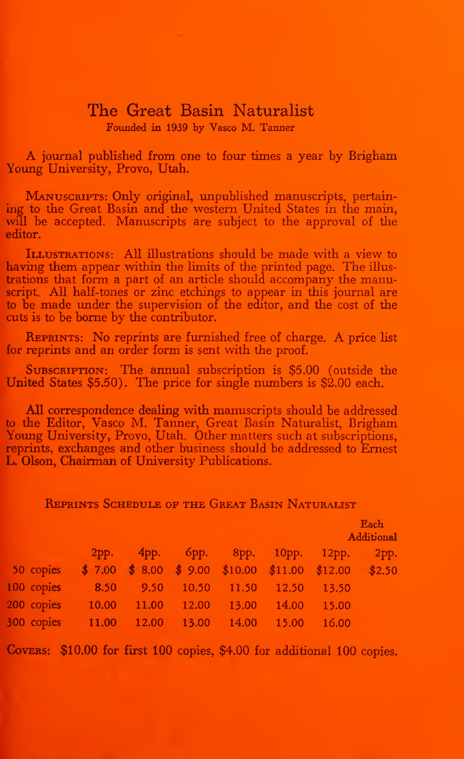# The Great Basin Naturalist

Founded in 1939 by Vasco M. Tanner

A journal published from one to four times a year by Brigham Young University, Provo, Utah.

MANUSCRIPTS: Only original, unpublished manuscripts, pertaining to the Great Basin and the western United States in the main, will be accepted. Manuscripts are subject to the approval of the editor.

ILLUSTRATIONS: All illustrations should be made with a view to having them appear within the limits of the printed page. The illustrations that form a part of an article should accompany the manuscript. All half-tones or zinc etchings to appear in this journal are to be made under the supervision of the editor, and the cost of the cuts is to be borne by the contributor.

REPRINTS: No reprints are furnished free of charge. A price list for reprints and an order form is sent with the proof.

SUBSCRIPTION: The annual subscription is $5.00 (outside the United States $5.50). The price for single numbers is $2.00 each.

All correspondence dealing with manuscripts should be addressed to the Editor, Vasco M. Tanner, Great Basin Naturalist, Brigham Young University, Provo, Utah. Other matters such at subscriptions, reprints, exchanges and other business should be addressed to Ernest L. Olson, Chairman of University Publications.

## REPRINTS SCHEDULE OF THE GREAT BASIN NATURALIST

| | 2pp. | 4pp. | 6pp. | 8pp. | 10pp. | 12pp. | Each Additional 2pp. |
|---|---|---|---|---|---|---|---|
| 50 copies | $ 7.00 | $ 8.00 | $ 9.00 | $10.00 | $11.00 | $12.00 | $2.50 |
| 100 copies | 8.50 | 9.50 | 10.50 | 11.50 | 12.50 | 13.50 | |
| 200 copies | 10.00 | 11.00 | 12.00 | 13.00 | 14.00 | 15.00 | |
| 300 copies | 11.00 | 12.00 | 13.00 | 14.00 | 15.00 | 16.00 | |

COVERS: $10.00 for first 100 copies, $4.00 for additional 100 copies.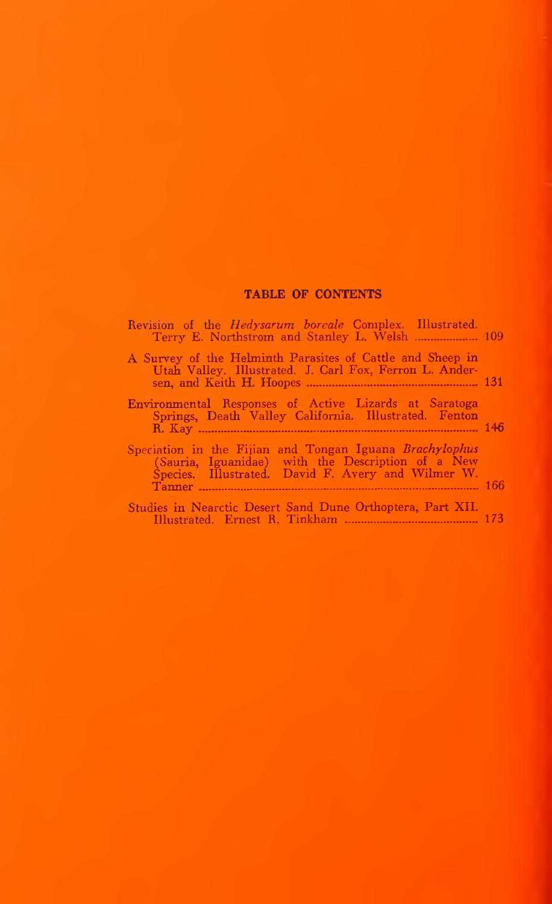## TABLE OF CONTENTS

Revision of the *Hedysarum boreale* Complex. Illustrated. Terry E. Northstrom and Stanley L. Welsh .................... 109

A Survey of the Helminth Parasites of Cattle and Sheep in Utah Valley. Illustrated. J. Carl Fox, Ferron L. Andersen, and Keith H. Hoopes .................................................... 131

Environmental Responses of Active Lizards at Saratoga Springs, Death Valley California. Illustrated. Fenton R. Kay .............................................................................................. 146

Speciation in the Fijian and Tongan Iguana *Brachylophus* (Sauria, Iguanidae) with the Description of a New Species. Illustrated. David F. Avery and Wilmer W. Tanner .............................................................................................. 166

Studies in Nearctic Desert Sand Dune Orthoptera, Part XII. Illustrated. Ernest R. Tinkham .......................................... 173